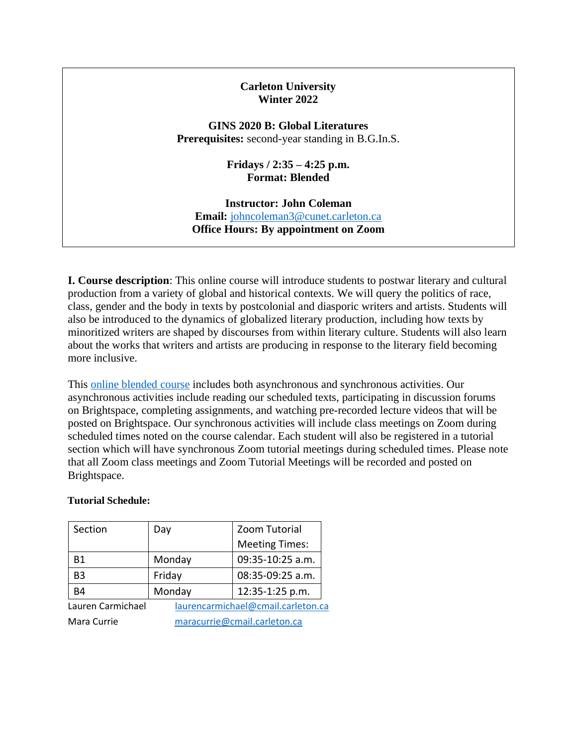**Carleton University**
**Winter 2022**

**GINS 2020 B: Global Literatures**
**Prerequisites:** second-year standing in B.G.In.S.

**Fridays / 2:35 – 4:25 p.m.**
**Format: Blended**

**Instructor: John Coleman**
**Email:** johncoleman3@cunet.carleton.ca
**Office Hours: By appointment on Zoom**

**I. Course description**: This online course will introduce students to postwar literary and cultural production from a variety of global and historical contexts. We will query the politics of race, class, gender and the body in texts by postcolonial and diasporic writers and artists. Students will also be introduced to the dynamics of globalized literary production, including how texts by minoritized writers are shaped by discourses from within literary culture. Students will also learn about the works that writers and artists are producing in response to the literary field becoming more inclusive.

This online blended course includes both asynchronous and synchronous activities. Our asynchronous activities include reading our scheduled texts, participating in discussion forums on Brightspace, completing assignments, and watching pre-recorded lecture videos that will be posted on Brightspace. Our synchronous activities will include class meetings on Zoom during scheduled times noted on the course calendar. Each student will also be registered in a tutorial section which will have synchronous Zoom tutorial meetings during scheduled times. Please note that all Zoom class meetings and Zoom Tutorial Meetings will be recorded and posted on Brightspace.

**Tutorial Schedule:**

| Section | Day | Zoom Tutorial Meeting Times: |
|---|---|---|
| B1 | Monday | 09:35-10:25 a.m. |
| B3 | Friday | 08:35-09:25 a.m. |
| B4 | Monday | 12:35-1:25 p.m. |

Lauren Carmichael laurencarmichael@cmail.carleton.ca
Mara Currie maracurrie@cmail.carleton.ca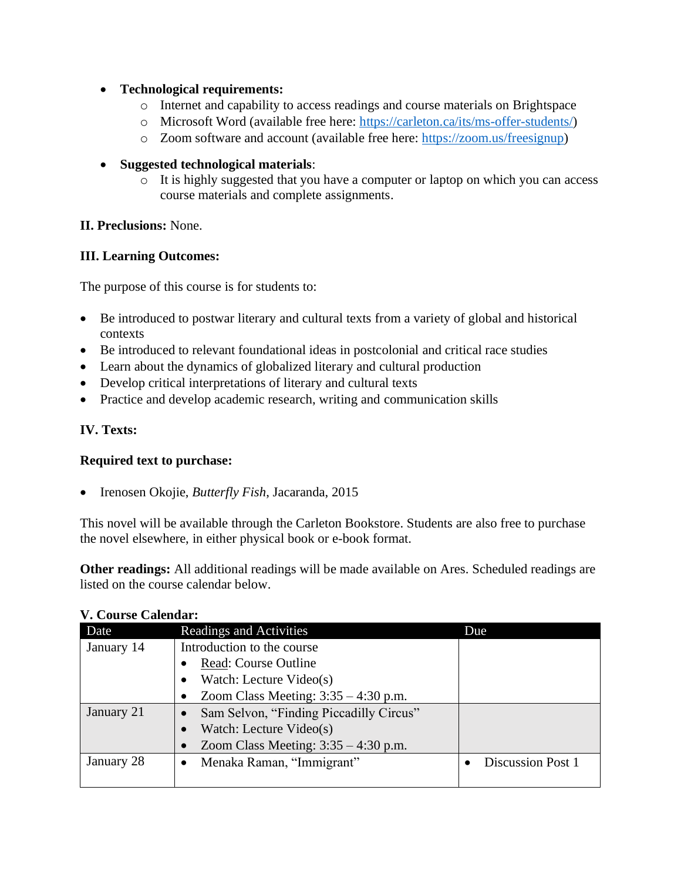- **Technological requirements:**
  - Internet and capability to access readings and course materials on Brightspace
  - Microsoft Word (available free here: https://carleton.ca/its/ms-offer-students/)
  - Zoom software and account (available free here: https://zoom.us/freesignup)

- **Suggested technological materials**:
  - It is highly suggested that you have a computer or laptop on which you can access course materials and complete assignments.

**II. Preclusions:** None.

**III. Learning Outcomes:**

The purpose of this course is for students to:

- Be introduced to postwar literary and cultural texts from a variety of global and historical contexts
- Be introduced to relevant foundational ideas in postcolonial and critical race studies
- Learn about the dynamics of globalized literary and cultural production
- Develop critical interpretations of literary and cultural texts
- Practice and develop academic research, writing and communication skills

**IV. Texts:**

**Required text to purchase:**

- Irenosen Okojie, *Butterfly Fish*, Jacaranda, 2015

This novel will be available through the Carleton Bookstore. Students are also free to purchase the novel elsewhere, in either physical book or e-book format.

**Other readings:** All additional readings will be made available on Ares. Scheduled readings are listed on the course calendar below.

**V. Course Calendar:**

| Date | Readings and Activities | Due |
|---|---|---|
| January 14 | Introduction to the course<br>• Read: Course Outline<br>• Watch: Lecture Video(s)<br>• Zoom Class Meeting: 3:35 – 4:30 p.m. | |
| January 21 | • Sam Selvon, "Finding Piccadilly Circus"<br>• Watch: Lecture Video(s)<br>• Zoom Class Meeting: 3:35 – 4:30 p.m. | |
| January 28 | • Menaka Raman, "Immigrant" | • Discussion Post 1 |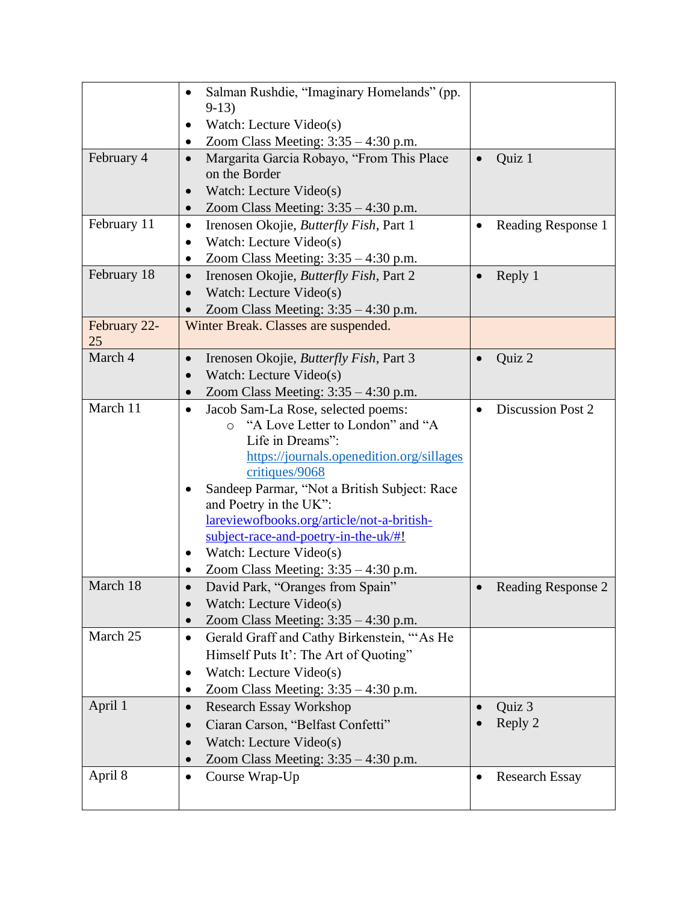| | | |
|---|---|---|
| | • Salman Rushdie, "Imaginary Homelands" (pp. 9-13)<br>• Watch: Lecture Video(s)<br>• Zoom Class Meeting: 3:35 – 4:30 p.m. | |
| February 4 | • Margarita Garcia Robayo, "From This Place on the Border<br>• Watch: Lecture Video(s)<br>• Zoom Class Meeting: 3:35 – 4:30 p.m. | • Quiz 1 |
| February 11 | • Irenosen Okojie, *Butterfly Fish*, Part 1<br>• Watch: Lecture Video(s)<br>• Zoom Class Meeting: 3:35 – 4:30 p.m. | • Reading Response 1 |
| February 18 | • Irenosen Okojie, *Butterfly Fish*, Part 2<br>• Watch: Lecture Video(s)<br>• Zoom Class Meeting: 3:35 – 4:30 p.m. | • Reply 1 |
| February 22-25 | Winter Break. Classes are suspended. | |
| March 4 | • Irenosen Okojie, *Butterfly Fish*, Part 3<br>• Watch: Lecture Video(s)<br>• Zoom Class Meeting: 3:35 – 4:30 p.m. | • Quiz 2 |
| March 11 | • Jacob Sam-La Rose, selected poems:<br>  ○ "A Love Letter to London" and "A Life in Dreams": https://journals.openedition.org/sillagescritiques/9068<br>• Sandeep Parmar, "Not a British Subject: Race and Poetry in the UK": lareviewofbooks.org/article/not-a-british-subject-race-and-poetry-in-the-uk/#!<br>• Watch: Lecture Video(s)<br>• Zoom Class Meeting: 3:35 – 4:30 p.m. | • Discussion Post 2 |
| March 18 | • David Park, "Oranges from Spain"<br>• Watch: Lecture Video(s)<br>• Zoom Class Meeting: 3:35 – 4:30 p.m. | • Reading Response 2 |
| March 25 | • Gerald Graff and Cathy Birkenstein, "'As He Himself Puts It': The Art of Quoting"<br>• Watch: Lecture Video(s)<br>• Zoom Class Meeting: 3:35 – 4:30 p.m. | |
| April 1 | • Research Essay Workshop<br>• Ciaran Carson, "Belfast Confetti"<br>• Watch: Lecture Video(s)<br>• Zoom Class Meeting: 3:35 – 4:30 p.m. | • Quiz 3<br>• Reply 2 |
| April 8 | • Course Wrap-Up | • Research Essay |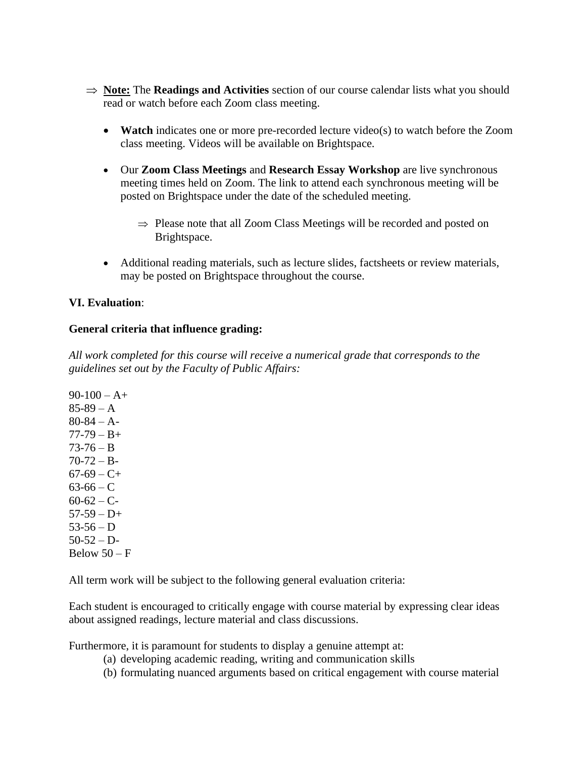⇒ **Note:** The **Readings and Activities** section of our course calendar lists what you should read or watch before each Zoom class meeting.

- **Watch** indicates one or more pre-recorded lecture video(s) to watch before the Zoom class meeting. Videos will be available on Brightspace.

- Our **Zoom Class Meetings** and **Research Essay Workshop** are live synchronous meeting times held on Zoom. The link to attend each synchronous meeting will be posted on Brightspace under the date of the scheduled meeting.

  ⇒ Please note that all Zoom Class Meetings will be recorded and posted on Brightspace.

- Additional reading materials, such as lecture slides, factsheets or review materials, may be posted on Brightspace throughout the course.

**VI. Evaluation**:

**General criteria that influence grading:**

*All work completed for this course will receive a numerical grade that corresponds to the guidelines set out by the Faculty of Public Affairs:*

90-100 – A+
85-89 – A
80-84 – A-
77-79 – B+
73-76 – B
70-72 – B-
67-69 – C+
63-66 – C
60-62 – C-
57-59 – D+
53-56 – D
50-52 – D-
Below 50 – F

All term work will be subject to the following general evaluation criteria:

Each student is encouraged to critically engage with course material by expressing clear ideas about assigned readings, lecture material and class discussions.

Furthermore, it is paramount for students to display a genuine attempt at:

(a) developing academic reading, writing and communication skills
(b) formulating nuanced arguments based on critical engagement with course material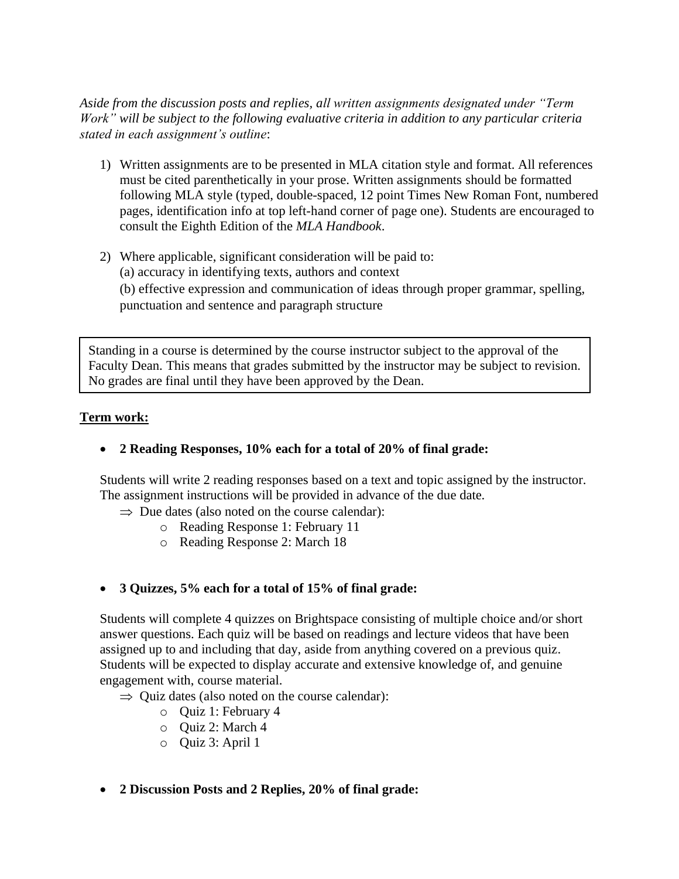*Aside from the discussion posts and replies, all written assignments designated under "Term Work" will be subject to the following evaluative criteria in addition to any particular criteria stated in each assignment's outline*:

1) Written assignments are to be presented in MLA citation style and format. All references must be cited parenthetically in your prose. Written assignments should be formatted following MLA style (typed, double-spaced, 12 point Times New Roman Font, numbered pages, identification info at top left-hand corner of page one). Students are encouraged to consult the Eighth Edition of the *MLA Handbook*.

2) Where applicable, significant consideration will be paid to:
   (a) accuracy in identifying texts, authors and context
   (b) effective expression and communication of ideas through proper grammar, spelling, punctuation and sentence and paragraph structure

> Standing in a course is determined by the course instructor subject to the approval of the Faculty Dean. This means that grades submitted by the instructor may be subject to revision. No grades are final until they have been approved by the Dean.

**Term work:**

- **2 Reading Responses, 10% each for a total of 20% of final grade:**

  Students will write 2 reading responses based on a text and topic assigned by the instructor. The assignment instructions will be provided in advance of the due date.

  ⇒ Due dates (also noted on the course calendar):
  - Reading Response 1: February 11
  - Reading Response 2: March 18

- **3 Quizzes, 5% each for a total of 15% of final grade:**

  Students will complete 4 quizzes on Brightspace consisting of multiple choice and/or short answer questions. Each quiz will be based on readings and lecture videos that have been assigned up to and including that day, aside from anything covered on a previous quiz. Students will be expected to display accurate and extensive knowledge of, and genuine engagement with, course material.

  ⇒ Quiz dates (also noted on the course calendar):
  - Quiz 1: February 4
  - Quiz 2: March 4
  - Quiz 3: April 1

- **2 Discussion Posts and 2 Replies, 20% of final grade:**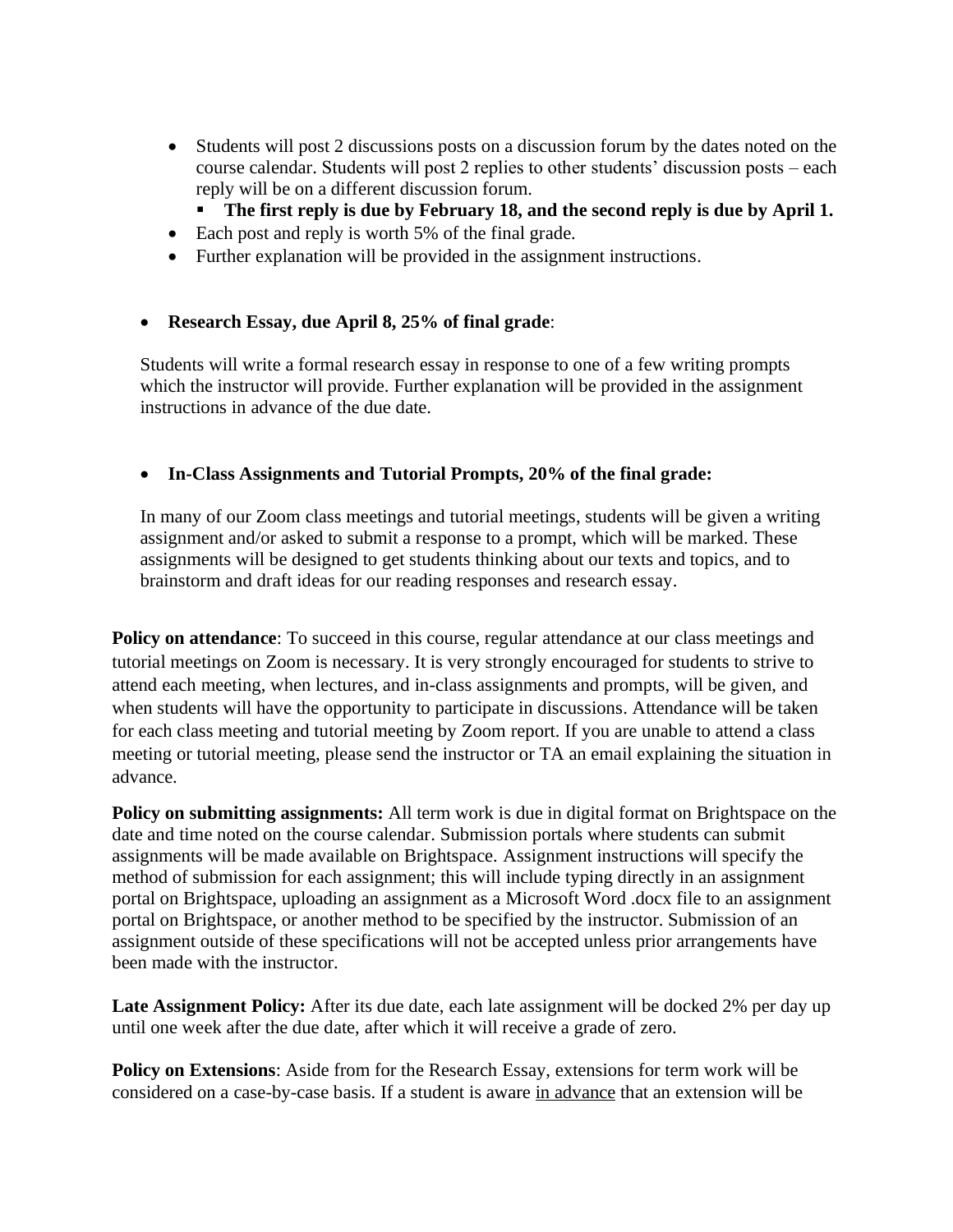- Students will post 2 discussions posts on a discussion forum by the dates noted on the course calendar. Students will post 2 replies to other students' discussion posts – each reply will be on a different discussion forum.
  - **The first reply is due by February 18, and the second reply is due by April 1.**
- Each post and reply is worth 5% of the final grade.
- Further explanation will be provided in the assignment instructions.

- **Research Essay, due April 8, 25% of final grade**:

  Students will write a formal research essay in response to one of a few writing prompts which the instructor will provide. Further explanation will be provided in the assignment instructions in advance of the due date.

- **In-Class Assignments and Tutorial Prompts, 20% of the final grade:**

  In many of our Zoom class meetings and tutorial meetings, students will be given a writing assignment and/or asked to submit a response to a prompt, which will be marked. These assignments will be designed to get students thinking about our texts and topics, and to brainstorm and draft ideas for our reading responses and research essay.

**Policy on attendance**: To succeed in this course, regular attendance at our class meetings and tutorial meetings on Zoom is necessary. It is very strongly encouraged for students to strive to attend each meeting, when lectures, and in-class assignments and prompts, will be given, and when students will have the opportunity to participate in discussions. Attendance will be taken for each class meeting and tutorial meeting by Zoom report. If you are unable to attend a class meeting or tutorial meeting, please send the instructor or TA an email explaining the situation in advance.

**Policy on submitting assignments:** All term work is due in digital format on Brightspace on the date and time noted on the course calendar. Submission portals where students can submit assignments will be made available on Brightspace. Assignment instructions will specify the method of submission for each assignment; this will include typing directly in an assignment portal on Brightspace, uploading an assignment as a Microsoft Word .docx file to an assignment portal on Brightspace, or another method to be specified by the instructor. Submission of an assignment outside of these specifications will not be accepted unless prior arrangements have been made with the instructor.

**Late Assignment Policy:** After its due date, each late assignment will be docked 2% per day up until one week after the due date, after which it will receive a grade of zero.

**Policy on Extensions**: Aside from for the Research Essay, extensions for term work will be considered on a case-by-case basis. If a student is aware <u>in advance</u> that an extension will be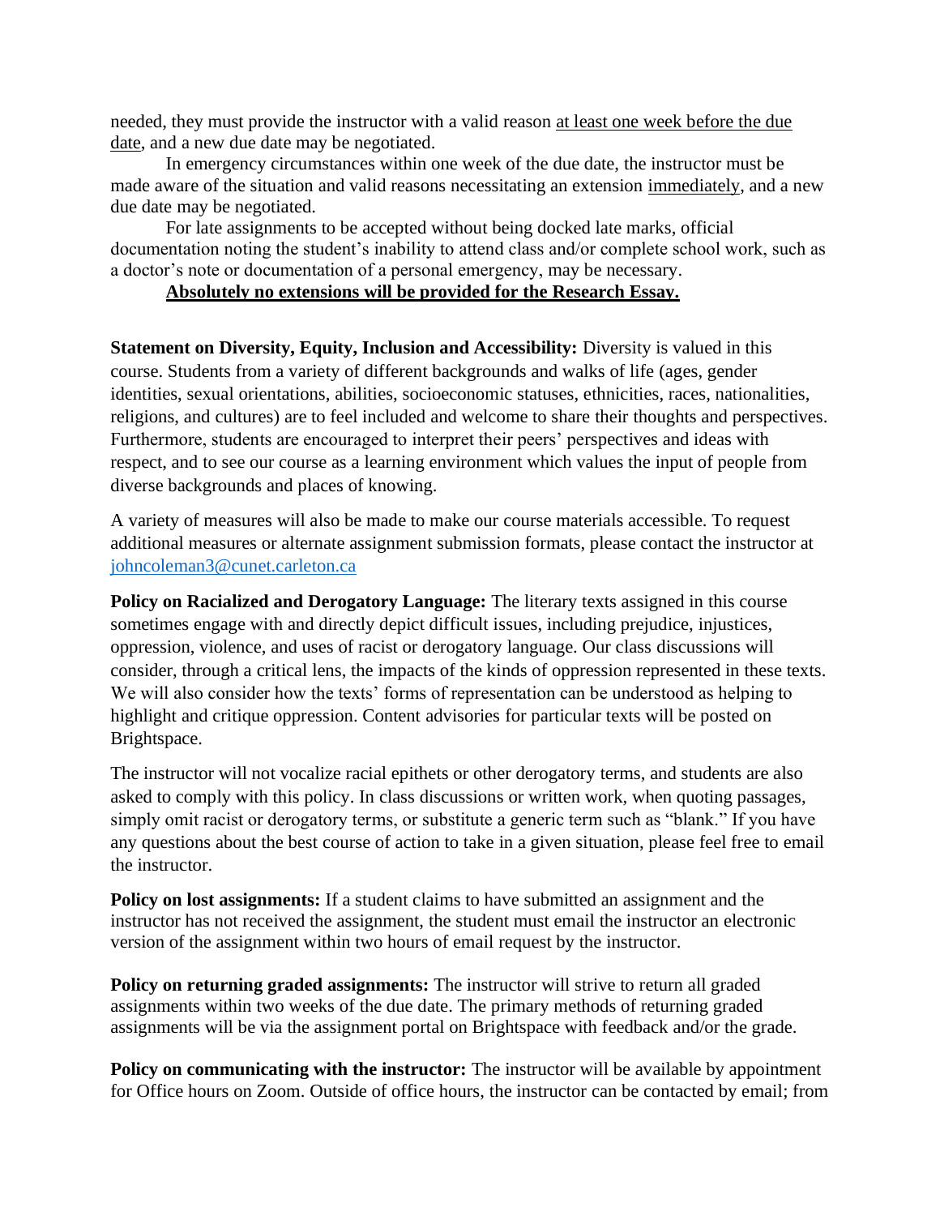needed, they must provide the instructor with a valid reason <u>at least one week before the due date</u>, and a new due date may be negotiated.

In emergency circumstances within one week of the due date, the instructor must be made aware of the situation and valid reasons necessitating an extension <u>immediately</u>, and a new due date may be negotiated.

For late assignments to be accepted without being docked late marks, official documentation noting the student's inability to attend class and/or complete school work, such as a doctor's note or documentation of a personal emergency, may be necessary.

<u>**Absolutely no extensions will be provided for the Research Essay.**</u>

**Statement on Diversity, Equity, Inclusion and Accessibility:** Diversity is valued in this course. Students from a variety of different backgrounds and walks of life (ages, gender identities, sexual orientations, abilities, socioeconomic statuses, ethnicities, races, nationalities, religions, and cultures) are to feel included and welcome to share their thoughts and perspectives. Furthermore, students are encouraged to interpret their peers' perspectives and ideas with respect, and to see our course as a learning environment which values the input of people from diverse backgrounds and places of knowing.

A variety of measures will also be made to make our course materials accessible. To request additional measures or alternate assignment submission formats, please contact the instructor at johncoleman3@cunet.carleton.ca

**Policy on Racialized and Derogatory Language:** The literary texts assigned in this course sometimes engage with and directly depict difficult issues, including prejudice, injustices, oppression, violence, and uses of racist or derogatory language. Our class discussions will consider, through a critical lens, the impacts of the kinds of oppression represented in these texts. We will also consider how the texts' forms of representation can be understood as helping to highlight and critique oppression. Content advisories for particular texts will be posted on Brightspace.

The instructor will not vocalize racial epithets or other derogatory terms, and students are also asked to comply with this policy. In class discussions or written work, when quoting passages, simply omit racist or derogatory terms, or substitute a generic term such as "blank." If you have any questions about the best course of action to take in a given situation, please feel free to email the instructor.

**Policy on lost assignments:** If a student claims to have submitted an assignment and the instructor has not received the assignment, the student must email the instructor an electronic version of the assignment within two hours of email request by the instructor.

**Policy on returning graded assignments:** The instructor will strive to return all graded assignments within two weeks of the due date. The primary methods of returning graded assignments will be via the assignment portal on Brightspace with feedback and/or the grade.

**Policy on communicating with the instructor:** The instructor will be available by appointment for Office hours on Zoom. Outside of office hours, the instructor can be contacted by email; from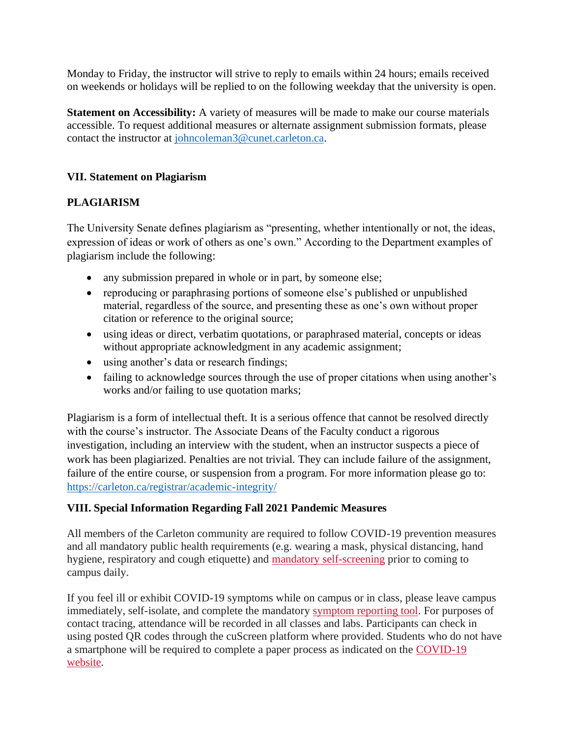Monday to Friday, the instructor will strive to reply to emails within 24 hours; emails received on weekends or holidays will be replied to on the following weekday that the university is open.

**Statement on Accessibility:** A variety of measures will be made to make our course materials accessible. To request additional measures or alternate assignment submission formats, please contact the instructor at [johncoleman3@cunet.carleton.ca](mailto:johncoleman3@cunet.carleton.ca).

## VII. Statement on Plagiarism

### PLAGIARISM

The University Senate defines plagiarism as "presenting, whether intentionally or not, the ideas, expression of ideas or work of others as one's own." According to the Department examples of plagiarism include the following:

- any submission prepared in whole or in part, by someone else;
- reproducing or paraphrasing portions of someone else's published or unpublished material, regardless of the source, and presenting these as one's own without proper citation or reference to the original source;
- using ideas or direct, verbatim quotations, or paraphrased material, concepts or ideas without appropriate acknowledgment in any academic assignment;
- using another's data or research findings;
- failing to acknowledge sources through the use of proper citations when using another's works and/or failing to use quotation marks;

Plagiarism is a form of intellectual theft. It is a serious offence that cannot be resolved directly with the course's instructor. The Associate Deans of the Faculty conduct a rigorous investigation, including an interview with the student, when an instructor suspects a piece of work has been plagiarized. Penalties are not trivial. They can include failure of the assignment, failure of the entire course, or suspension from a program. For more information please go to: [https://carleton.ca/registrar/academic-integrity/](https://carleton.ca/registrar/academic-integrity/)

## VIII. Special Information Regarding Fall 2021 Pandemic Measures

All members of the Carleton community are required to follow COVID-19 prevention measures and all mandatory public health requirements (e.g. wearing a mask, physical distancing, hand hygiene, respiratory and cough etiquette) and mandatory self-screening prior to coming to campus daily.

If you feel ill or exhibit COVID-19 symptoms while on campus or in class, please leave campus immediately, self-isolate, and complete the mandatory symptom reporting tool. For purposes of contact tracing, attendance will be recorded in all classes and labs. Participants can check in using posted QR codes through the cuScreen platform where provided. Students who do not have a smartphone will be required to complete a paper process as indicated on the COVID-19 website.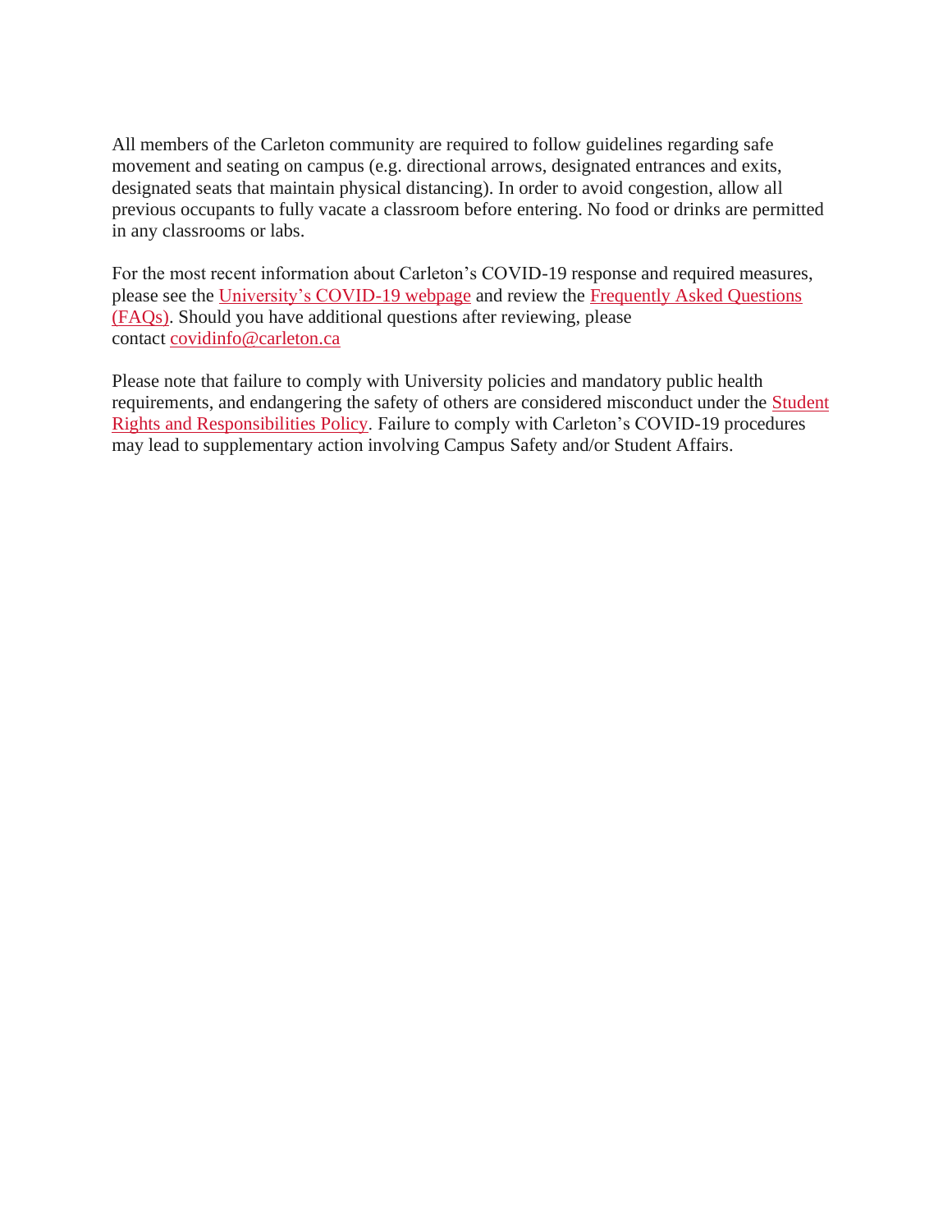All members of the Carleton community are required to follow guidelines regarding safe movement and seating on campus (e.g. directional arrows, designated entrances and exits, designated seats that maintain physical distancing). In order to avoid congestion, allow all previous occupants to fully vacate a classroom before entering. No food or drinks are permitted in any classrooms or labs.

For the most recent information about Carleton's COVID-19 response and required measures, please see the University's COVID-19 webpage and review the Frequently Asked Questions (FAQs). Should you have additional questions after reviewing, please contact covidinfo@carleton.ca

Please note that failure to comply with University policies and mandatory public health requirements, and endangering the safety of others are considered misconduct under the Student Rights and Responsibilities Policy. Failure to comply with Carleton's COVID-19 procedures may lead to supplementary action involving Campus Safety and/or Student Affairs.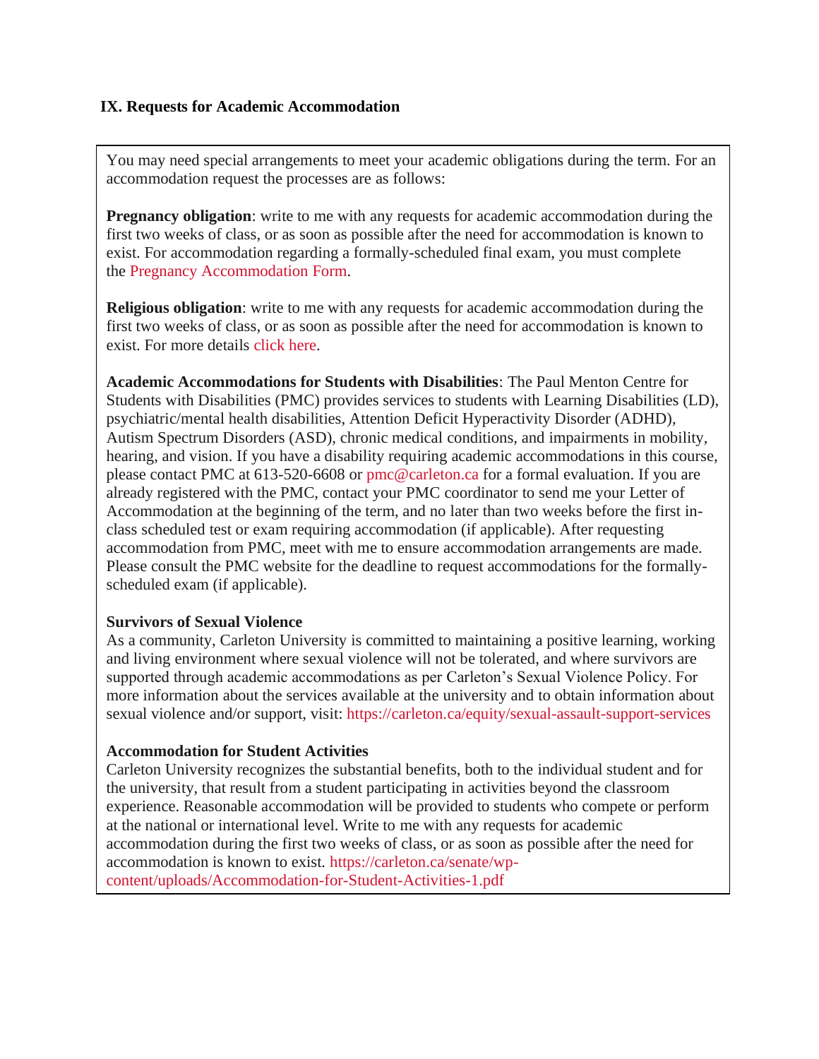**IX. Requests for Academic Accommodation**

You may need special arrangements to meet your academic obligations during the term. For an accommodation request the processes are as follows:

**Pregnancy obligation**: write to me with any requests for academic accommodation during the first two weeks of class, or as soon as possible after the need for accommodation is known to exist. For accommodation regarding a formally-scheduled final exam, you must complete the Pregnancy Accommodation Form.

**Religious obligation**: write to me with any requests for academic accommodation during the first two weeks of class, or as soon as possible after the need for accommodation is known to exist. For more details click here.

**Academic Accommodations for Students with Disabilities**: The Paul Menton Centre for Students with Disabilities (PMC) provides services to students with Learning Disabilities (LD), psychiatric/mental health disabilities, Attention Deficit Hyperactivity Disorder (ADHD), Autism Spectrum Disorders (ASD), chronic medical conditions, and impairments in mobility, hearing, and vision. If you have a disability requiring academic accommodations in this course, please contact PMC at 613-520-6608 or pmc@carleton.ca for a formal evaluation. If you are already registered with the PMC, contact your PMC coordinator to send me your Letter of Accommodation at the beginning of the term, and no later than two weeks before the first in-class scheduled test or exam requiring accommodation (if applicable). After requesting accommodation from PMC, meet with me to ensure accommodation arrangements are made. Please consult the PMC website for the deadline to request accommodations for the formally-scheduled exam (if applicable).

**Survivors of Sexual Violence**

As a community, Carleton University is committed to maintaining a positive learning, working and living environment where sexual violence will not be tolerated, and where survivors are supported through academic accommodations as per Carleton's Sexual Violence Policy. For more information about the services available at the university and to obtain information about sexual violence and/or support, visit: https://carleton.ca/equity/sexual-assault-support-services

**Accommodation for Student Activities**

Carleton University recognizes the substantial benefits, both to the individual student and for the university, that result from a student participating in activities beyond the classroom experience. Reasonable accommodation will be provided to students who compete or perform at the national or international level. Write to me with any requests for academic accommodation during the first two weeks of class, or as soon as possible after the need for accommodation is known to exist. https://carleton.ca/senate/wp-content/uploads/Accommodation-for-Student-Activities-1.pdf